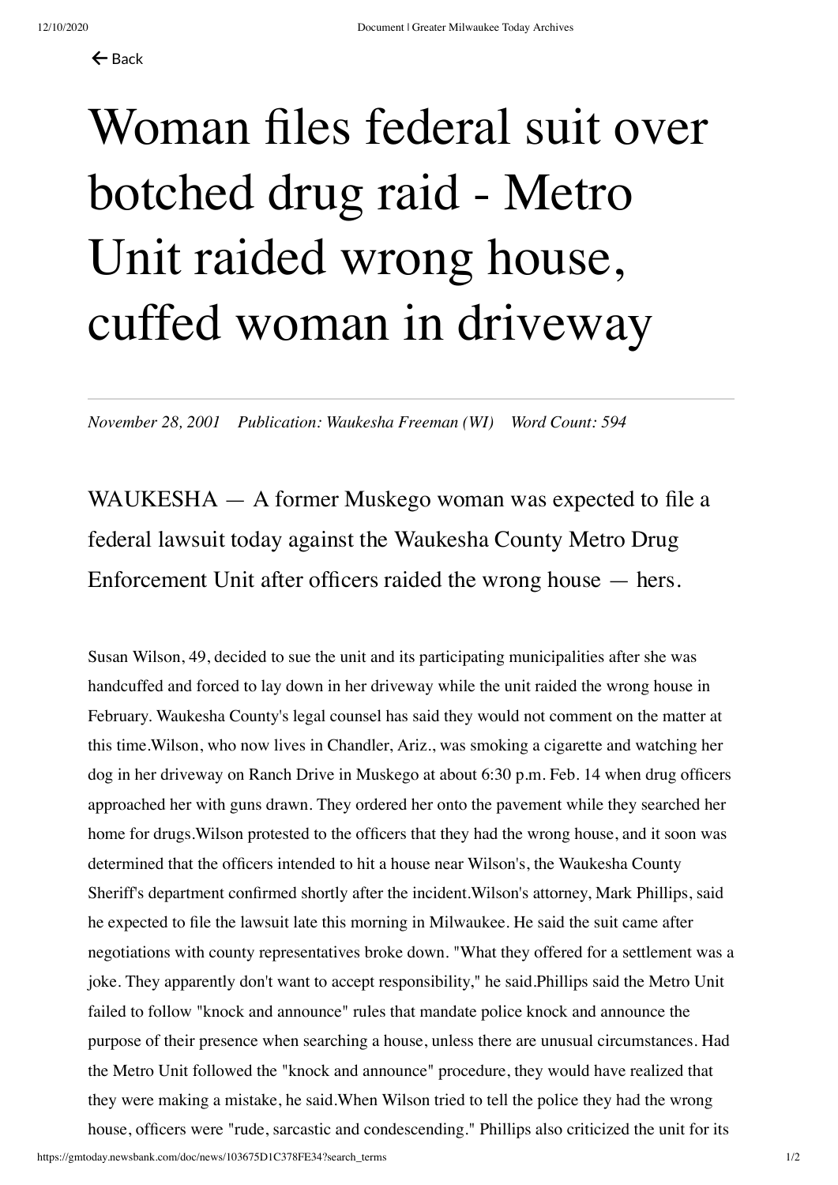# Woman files federal suit over botched drug raid - Metro Unit raided wrong house, cuffed woman in driveway

*November 28, 2001 Publication: Waukesha Freeman (WI) Word Count: 594*

WAUKESHA — A former Muskego woman was expected to file a federal lawsuit today against the Waukesha County Metro Drug Enforcement Unit after officers raided the wrong house — hers.

Susan Wilson, 49, decided to sue the unit and its participating municipalities after she was handcuffed and forced to lay down in her driveway while the unit raided the wrong house in February. Waukesha County's legal counsel has said they would not comment on the matter at this time.Wilson, who now lives in Chandler, Ariz., was smoking a cigarette and watching her dog in her driveway on Ranch Drive in Muskego at about 6:30 p.m. Feb. 14 when drug officers approached her with guns drawn. They ordered her onto the pavement while they searched her home for drugs.Wilson protested to the officers that they had the wrong house, and it soon was determined that the officers intended to hit a house near Wilson's, the Waukesha County Sheriff's department confirmed shortly after the incident.Wilson's attorney, Mark Phillips, said he expected to file the lawsuit late this morning in Milwaukee. He said the suit came after negotiations with county representatives broke down. "What they offered for a settlement was a joke. They apparently don't want to accept responsibility," he said.Phillips said the Metro Unit failed to follow "knock and announce" rules that mandate police knock and announce the purpose of their presence when searching a house, unless there are unusual circumstances. Had the Metro Unit followed the "knock and announce" procedure, they would have realized that they were making a mistake, he said.When Wilson tried to tell the police they had the wrong house, officers were "rude, sarcastic and condescending." Phillips also criticized the unit for its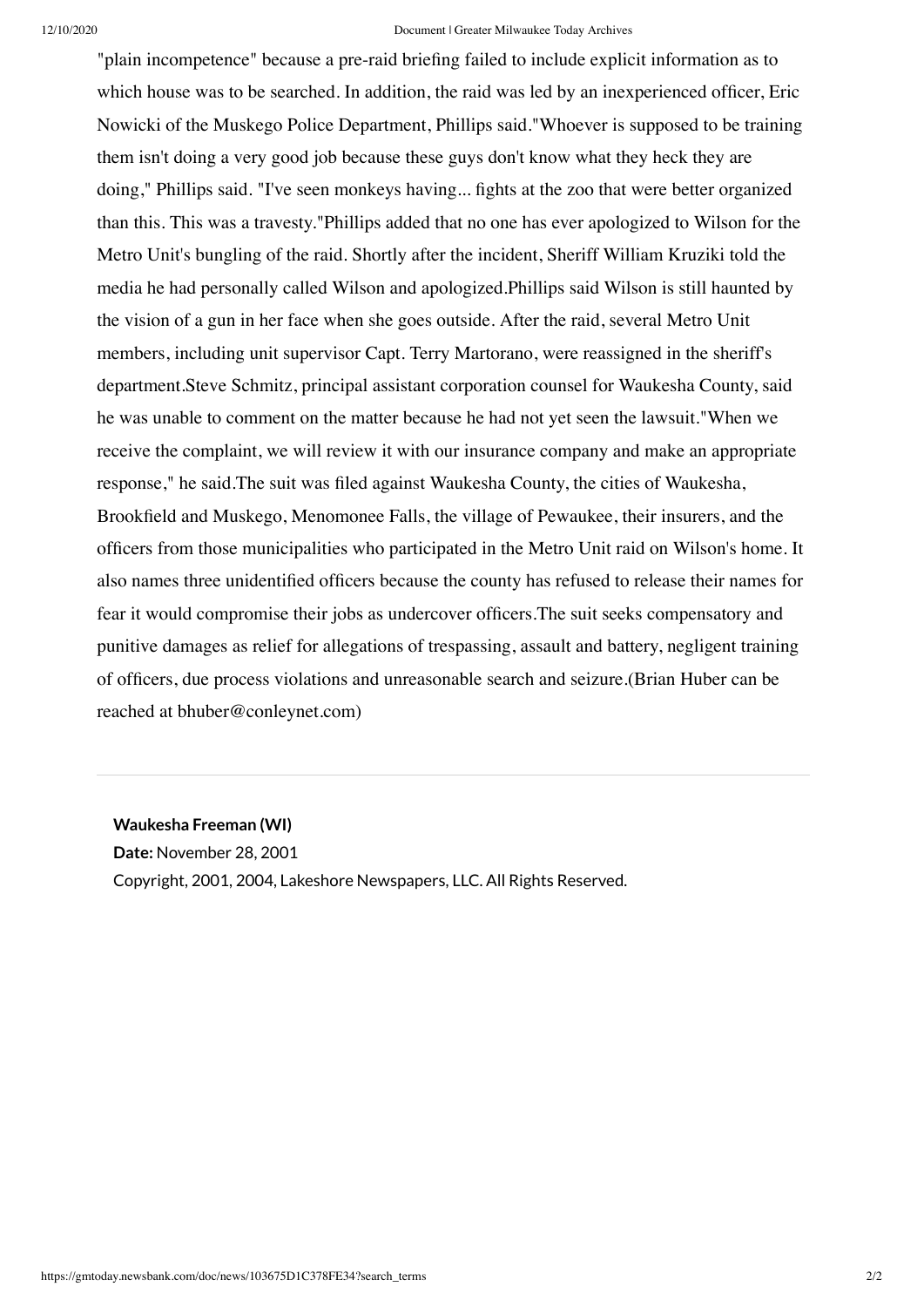"plain incompetence" because a pre-raid briefing failed to include explicit information as to which house was to be searched. In addition, the raid was led by an inexperienced officer, Eric Nowicki of the Muskego Police Department, Phillips said."Whoever is supposed to be training them isn't doing a very good job because these guys don't know what they heck they are doing," Phillips said. "I've seen monkeys having... fights at the zoo that were better organized than this. This was a travesty."Phillips added that no one has ever apologized to Wilson for the Metro Unit's bungling of the raid. Shortly after the incident, Sheriff William Kruziki told the media he had personally called Wilson and apologized.Phillips said Wilson is still haunted by the vision of a gun in her face when she goes outside. After the raid, several Metro Unit members, including unit supervisor Capt. Terry Martorano, were reassigned in the sheriff's department.Steve Schmitz, principal assistant corporation counsel for Waukesha County, said he was unable to comment on the matter because he had not yet seen the lawsuit."When we receive the complaint, we will review it with our insurance company and make an appropriate response," he said.The suit was filed against Waukesha County, the cities of Waukesha, Brookfield and Muskego, Menomonee Falls, the village of Pewaukee, their insurers, and the officers from those municipalities who participated in the Metro Unit raid on Wilson's home. It also names three unidentified officers because the county has refused to release their names for fear it would compromise their jobs as undercover officers.The suit seeks compensatory and punitive damages as relief for allegations of trespassing, assault and battery, negligent training of officers, due process violations and unreasonable search and seizure.(Brian Huber can be reached at bhuber@conleynet.com)

---

**Waukesha Freeman (WI)**
**Date:** November 28, 2001
Copyright, 2001, 2004, Lakeshore Newspapers, LLC. All Rights Reserved.